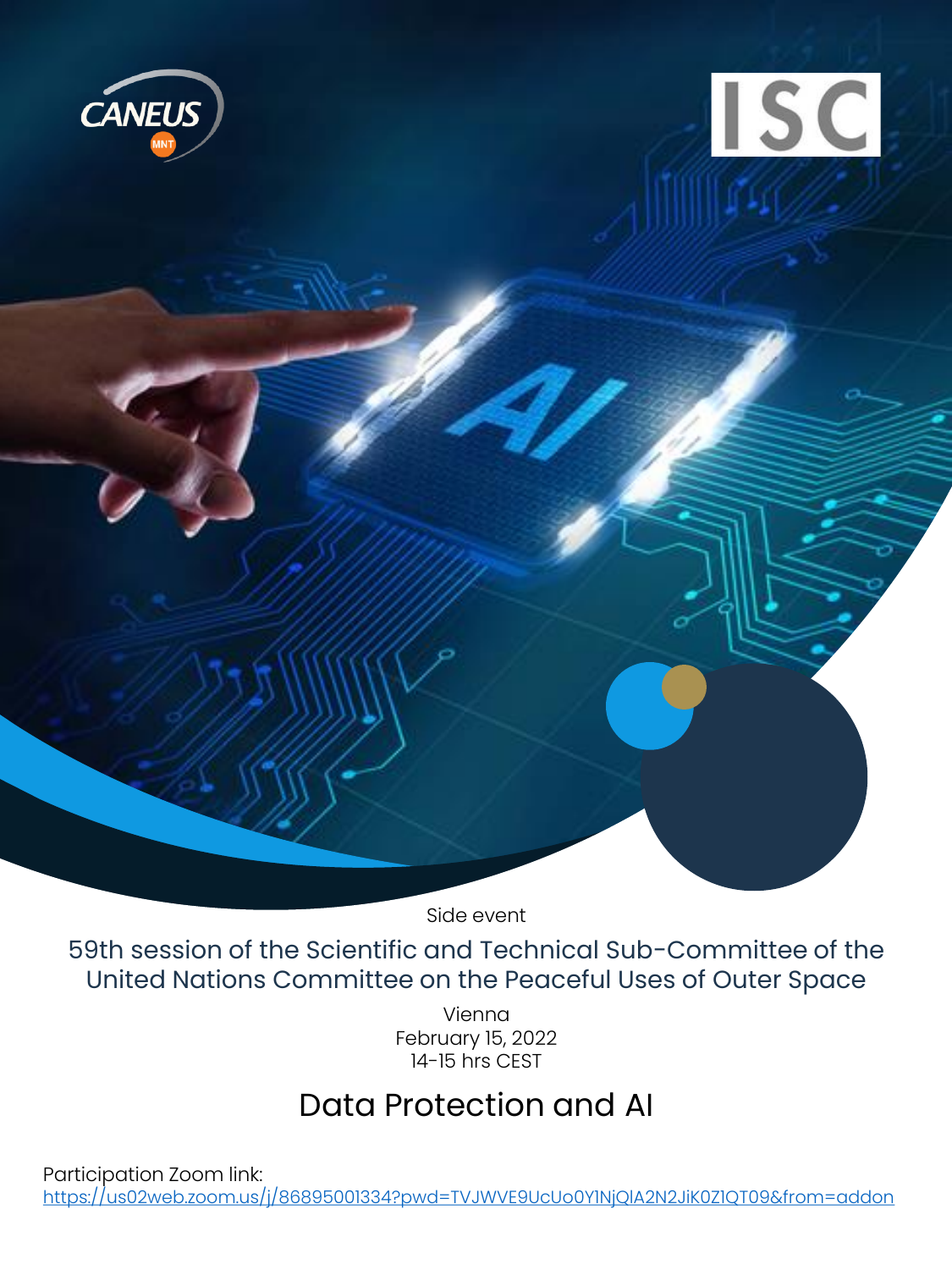Side event

59th session of the Scientific and Technical Sub-Committee of the United Nations Committee on the Peaceful Uses of Outer Space

Vienna
February 15, 2022
14-15 hrs CEST

# Data Protection and AI

Participation Zoom link:
https://us02web.zoom.us/j/86895001334?pwd=TVJWVE9UcUo0Y1NjQlA2N2JiK0Z1QT09&from=addon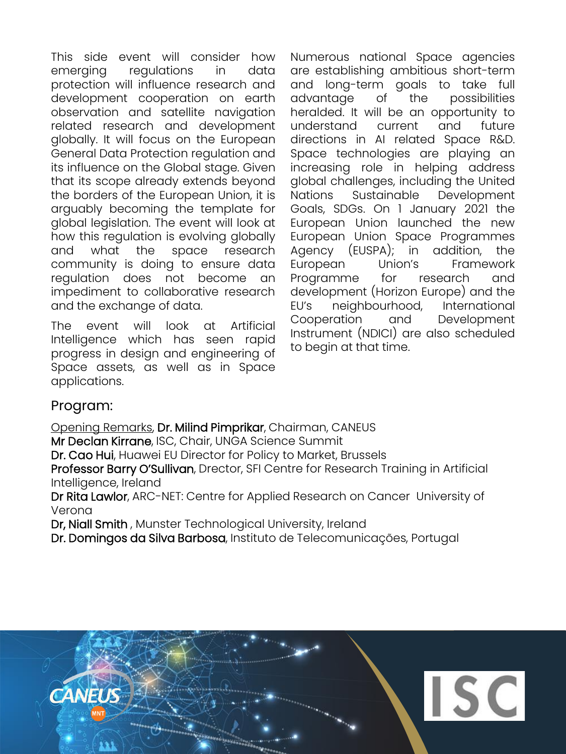This side event will consider how emerging regulations in data protection will influence research and development cooperation on earth observation and satellite navigation related research and development globally. It will focus on the European General Data Protection regulation and its influence on the Global stage. Given that its scope already extends beyond the borders of the European Union, it is arguably becoming the template for global legislation. The event will look at how this regulation is evolving globally and what the space research community is doing to ensure data regulation does not become an impediment to collaborative research and the exchange of data.

The event will look at Artificial Intelligence which has seen rapid progress in design and engineering of Space assets, as well as in Space applications.

Numerous national Space agencies are establishing ambitious short-term and long-term goals to take full advantage of the possibilities heralded. It will be an opportunity to understand current and future directions in AI related Space R&D. Space technologies are playing an increasing role in helping address global challenges, including the United Nations Sustainable Development Goals, SDGs. On 1 January 2021 the European Union launched the new European Union Space Programmes Agency (EUSPA); in addition, the European Union's Framework Programme for research and development (Horizon Europe) and the EU's neighbourhood, International Cooperation and Development Instrument (NDICI) are also scheduled to begin at that time.

## Program:

Opening Remarks, **Dr. Milind Pimprikar**, Chairman, CANEUS
**Mr Declan Kirrane**, ISC, Chair, UNGA Science Summit
**Dr. Cao Hui**, Huawei EU Director for Policy to Market, Brussels
**Professor Barry O'Sullivan**, Drector, SFI Centre for Research Training in Artificial Intelligence, Ireland
**Dr Rita Lawlor**, ARC-NET: Centre for Applied Research on Cancer University of Verona
**Dr, Niall Smith** , Munster Technological University, Ireland
**Dr. Domingos da Silva Barbosa**, Instituto de Telecomunicações, Portugal